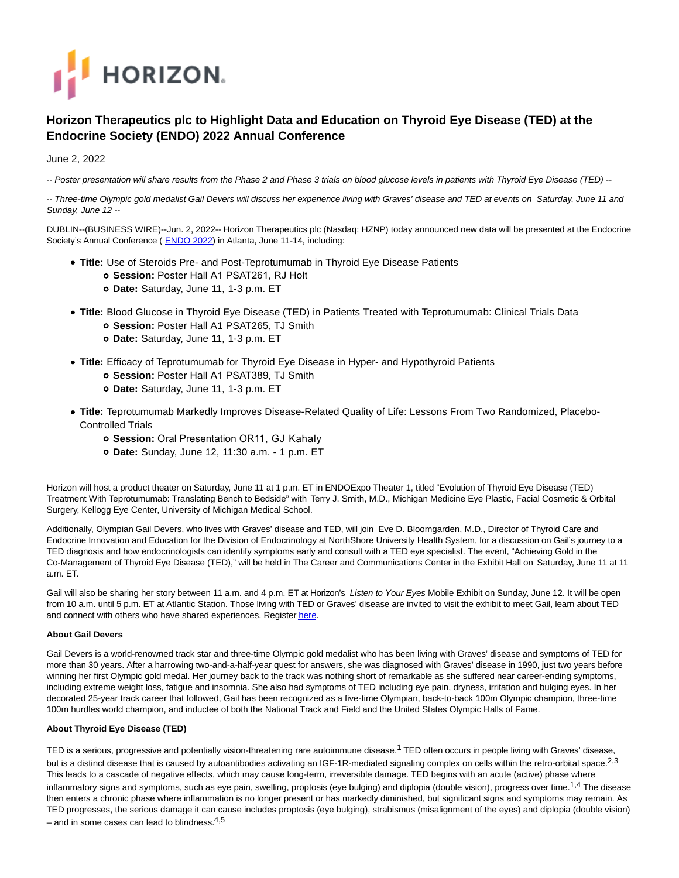HORIZON

# Horizon Therapeutics plc to Highlight Data and Education on Thyroid Eye Disease (TED) at the Endocrine Society (ENDO) 2022 Annual Conference

June 2, 2022

*-- Poster presentation will share results from the Phase 2 and Phase 3 trials on blood glucose levels in patients with Thyroid Eye Disease (TED) --*

*-- Three-time Olympic gold medalist Gail Devers will discuss her experience living with Graves' disease and TED at events on Saturday, June 11 and Sunday, June 12 --*

DUBLIN--(BUSINESS WIRE)--Jun. 2, 2022-- Horizon Therapeutics plc (Nasdaq: HZNP) today announced new data will be presented at the Endocrine Society's Annual Conference ( ENDO 2022) in Atlanta, June 11-14, including:

- **Title:** Use of Steroids Pre- and Post-Teprotumumab in Thyroid Eye Disease Patients
  - **Session:** Poster Hall A1 PSAT261, RJ Holt
  - **Date:** Saturday, June 11, 1-3 p.m. ET
- **Title:** Blood Glucose in Thyroid Eye Disease (TED) in Patients Treated with Teprotumumab: Clinical Trials Data
  - **Session:** Poster Hall A1 PSAT265, TJ Smith
  - **Date:** Saturday, June 11, 1-3 p.m. ET
- **Title:** Efficacy of Teprotumumab for Thyroid Eye Disease in Hyper- and Hypothyroid Patients
  - **Session:** Poster Hall A1 PSAT389, TJ Smith
  - **Date:** Saturday, June 11, 1-3 p.m. ET
- **Title:** Teprotumumab Markedly Improves Disease-Related Quality of Life: Lessons From Two Randomized, Placebo-Controlled Trials
  - **Session:** Oral Presentation OR11, GJ Kahaly
  - **Date:** Sunday, June 12, 11:30 a.m. - 1 p.m. ET

Horizon will host a product theater on Saturday, June 11 at 1 p.m. ET in ENDOExpo Theater 1, titled "Evolution of Thyroid Eye Disease (TED) Treatment With Teprotumumab: Translating Bench to Bedside" with Terry J. Smith, M.D., Michigan Medicine Eye Plastic, Facial Cosmetic & Orbital Surgery, Kellogg Eye Center, University of Michigan Medical School.

Additionally, Olympian Gail Devers, who lives with Graves' disease and TED, will join Eve D. Bloomgarden, M.D., Director of Thyroid Care and Endocrine Innovation and Education for the Division of Endocrinology at NorthShore University Health System, for a discussion on Gail's journey to a TED diagnosis and how endocrinologists can identify symptoms early and consult with a TED eye specialist. The event, "Achieving Gold in the Co-Management of Thyroid Eye Disease (TED)," will be held in The Career and Communications Center in the Exhibit Hall on Saturday, June 11 at 11 a.m. ET.

Gail will also be sharing her story between 11 a.m. and 4 p.m. ET at Horizon's *Listen to Your Eyes* Mobile Exhibit on Sunday, June 12. It will be open from 10 a.m. until 5 p.m. ET at Atlantic Station. Those living with TED or Graves' disease are invited to visit the exhibit to meet Gail, learn about TED and connect with others who have shared experiences. Register here.

**About Gail Devers**

Gail Devers is a world-renowned track star and three-time Olympic gold medalist who has been living with Graves' disease and symptoms of TED for more than 30 years. After a harrowing two-and-a-half-year quest for answers, she was diagnosed with Graves' disease in 1990, just two years before winning her first Olympic gold medal. Her journey back to the track was nothing short of remarkable as she suffered near career-ending symptoms, including extreme weight loss, fatigue and insomnia. She also had symptoms of TED including eye pain, dryness, irritation and bulging eyes. In her decorated 25-year track career that followed, Gail has been recognized as a five-time Olympian, back-to-back 100m Olympic champion, three-time 100m hurdles world champion, and inductee of both the National Track and Field and the United States Olympic Halls of Fame.

**About Thyroid Eye Disease (TED)**

TED is a serious, progressive and potentially vision-threatening rare autoimmune disease.[1] TED often occurs in people living with Graves' disease, but is a distinct disease that is caused by autoantibodies activating an IGF-1R-mediated signaling complex on cells within the retro-orbital space.[2,3] This leads to a cascade of negative effects, which may cause long-term, irreversible damage. TED begins with an acute (active) phase where inflammatory signs and symptoms, such as eye pain, swelling, proptosis (eye bulging) and diplopia (double vision), progress over time.[1,4] The disease then enters a chronic phase where inflammation is no longer present or has markedly diminished, but significant signs and symptoms may remain. As TED progresses, the serious damage it can cause includes proptosis (eye bulging), strabismus (misalignment of the eyes) and diplopia (double vision) – and in some cases can lead to blindness.[4,5]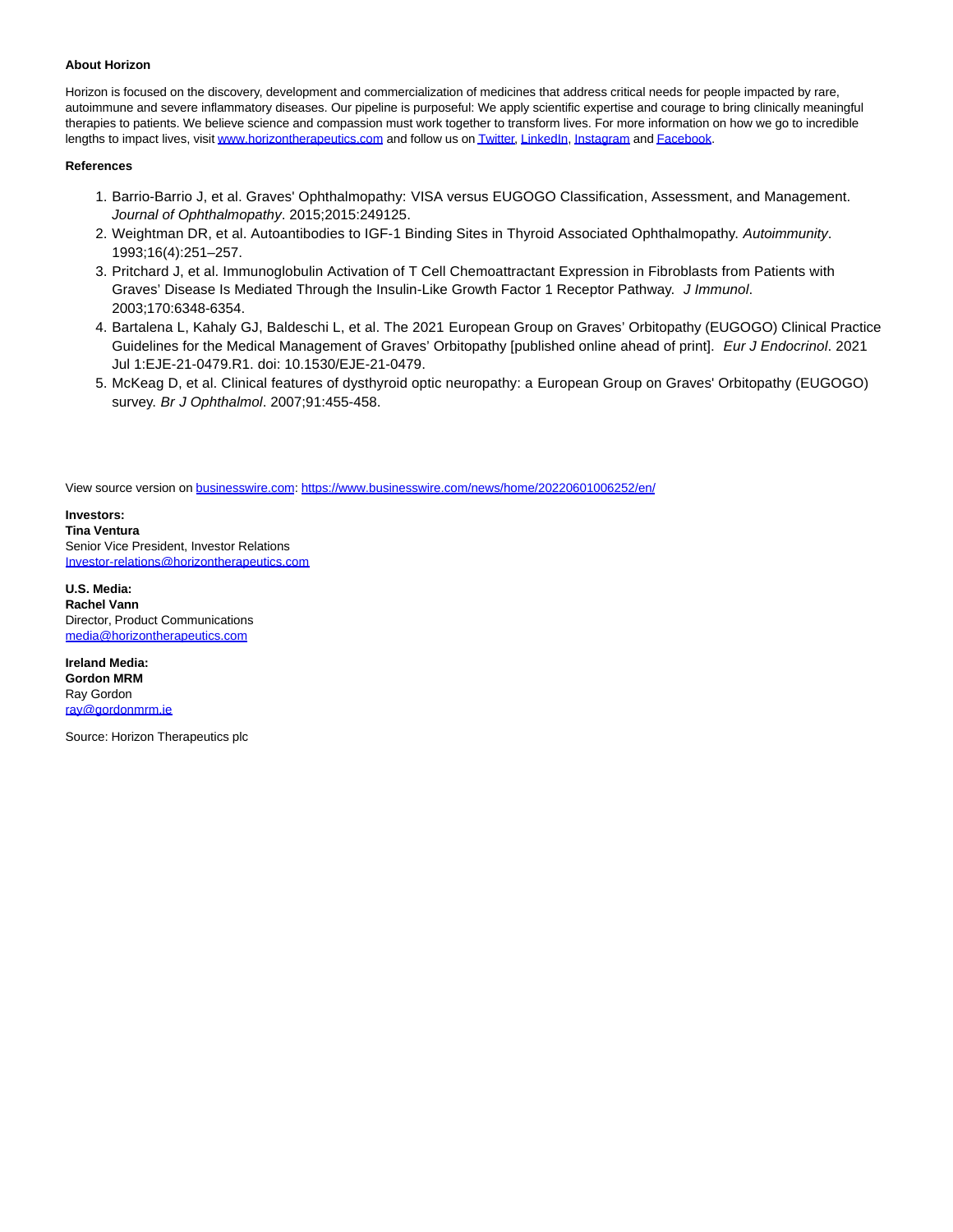**About Horizon**

Horizon is focused on the discovery, development and commercialization of medicines that address critical needs for people impacted by rare, autoimmune and severe inflammatory diseases. Our pipeline is purposeful: We apply scientific expertise and courage to bring clinically meaningful therapies to patients. We believe science and compassion must work together to transform lives. For more information on how we go to incredible lengths to impact lives, visit [www.horizontherapeutics.com](http://www.horizontherapeutics.com) and follow us on [Twitter](), [LinkedIn](), [Instagram]() and [Facebook]().

**References**

1. Barrio-Barrio J, et al. Graves' Ophthalmopathy: VISA versus EUGOGO Classification, Assessment, and Management. *Journal of Ophthalmopathy*. 2015;2015:249125.
2. Weightman DR, et al. Autoantibodies to IGF-1 Binding Sites in Thyroid Associated Ophthalmopathy. *Autoimmunity*. 1993;16(4):251–257.
3. Pritchard J, et al. Immunoglobulin Activation of T Cell Chemoattractant Expression in Fibroblasts from Patients with Graves' Disease Is Mediated Through the Insulin-Like Growth Factor 1 Receptor Pathway. *J Immunol*. 2003;170:6348-6354.
4. Bartalena L, Kahaly GJ, Baldeschi L, et al. The 2021 European Group on Graves' Orbitopathy (EUGOGO) Clinical Practice Guidelines for the Medical Management of Graves' Orbitopathy [published online ahead of print]. *Eur J Endocrinol*. 2021 Jul 1:EJE-21-0479.R1. doi: 10.1530/EJE-21-0479.
5. McKeag D, et al. Clinical features of dysthyroid optic neuropathy: a European Group on Graves' Orbitopathy (EUGOGO) survey. *Br J Ophthalmol*. 2007;91:455-458.

View source version on [businesswire.com](http://businesswire.com): [https://www.businesswire.com/news/home/20220601006252/en/](https://www.businesswire.com/news/home/20220601006252/en/)

**Investors:**
**Tina Ventura**
Senior Vice President, Investor Relations
[Investor-relations@horizontherapeutics.com](mailto:Investor-relations@horizontherapeutics.com)

**U.S. Media:**
**Rachel Vann**
Director, Product Communications
[media@horizontherapeutics.com](mailto:media@horizontherapeutics.com)

**Ireland Media:**
**Gordon MRM**
Ray Gordon
[ray@gordonmrm.ie](mailto:ray@gordonmrm.ie)

Source: Horizon Therapeutics plc